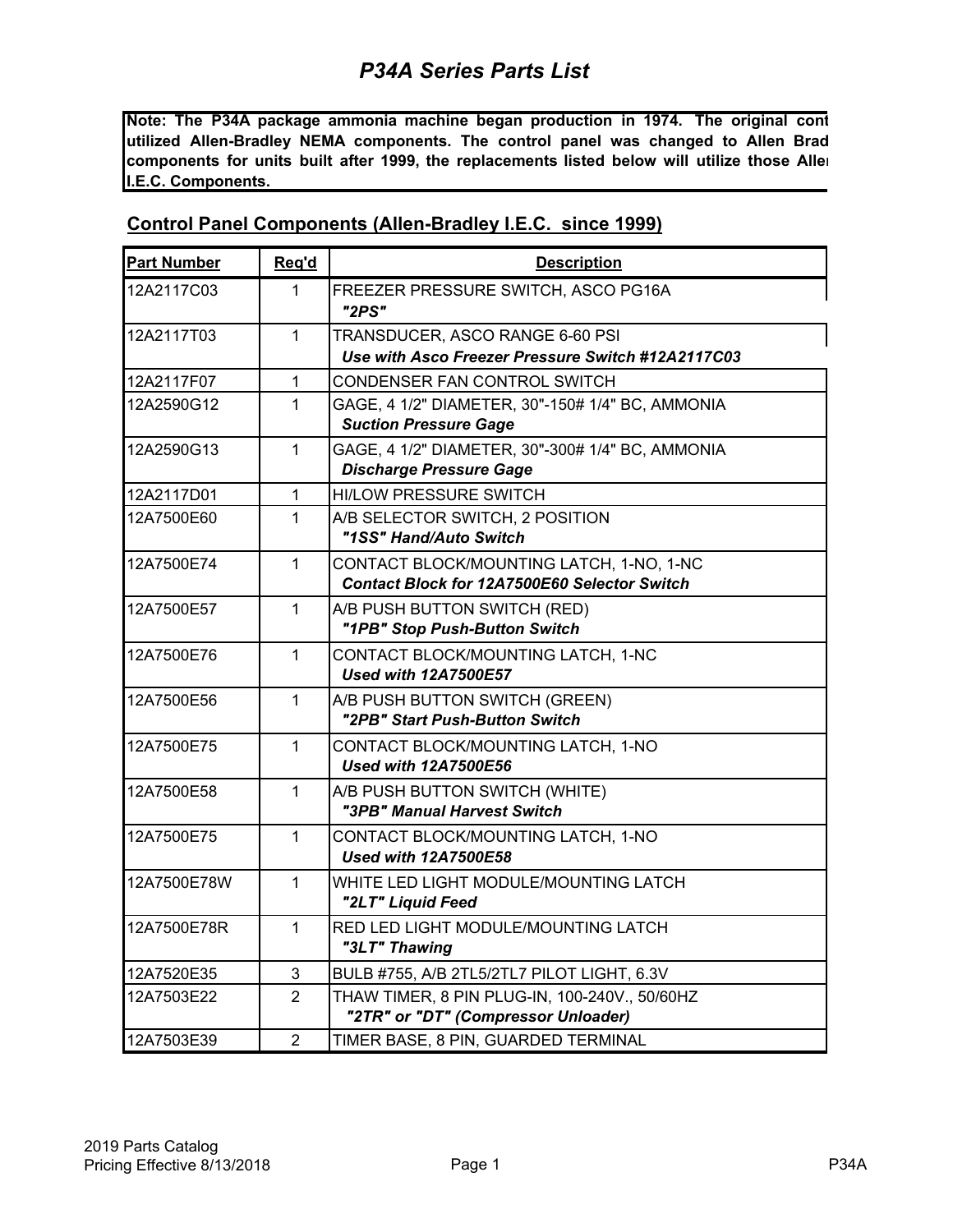# P34A Series Parts List

**Note: The P34A package ammonia machine began production in 1974. The original cont utilized Allen-Bradley NEMA components. The control panel was changed to Allen Brad components for units built after 1999, the replacements listed below will utilize those Alle I.E.C. Components.**

## Control Panel Components (Allen-Bradley I.E.C. since 1999)

| Part Number | Req'd | Description |
|---|---|---|
| 12A2117C03 | 1 | FREEZER PRESSURE SWITCH, ASCO PG16A<br>***"2PS"*** |
| 12A2117T03 | 1 | TRANSDUCER, ASCO RANGE 6-60 PSI<br>***Use with Asco Freezer Pressure Switch #12A2117C03*** |
| 12A2117F07 | 1 | CONDENSER FAN CONTROL SWITCH |
| 12A2590G12 | 1 | GAGE, 4 1/2" DIAMETER, 30"-150# 1/4" BC, AMMONIA<br>***Suction Pressure Gage*** |
| 12A2590G13 | 1 | GAGE, 4 1/2" DIAMETER, 30"-300# 1/4" BC, AMMONIA<br>***Discharge Pressure Gage*** |
| 12A2117D01 | 1 | HI/LOW PRESSURE SWITCH |
| 12A7500E60 | 1 | A/B SELECTOR SWITCH, 2 POSITION<br>***"1SS" Hand/Auto Switch*** |
| 12A7500E74 | 1 | CONTACT BLOCK/MOUNTING LATCH, 1-NO, 1-NC<br>***Contact Block for 12A7500E60 Selector Switch*** |
| 12A7500E57 | 1 | A/B PUSH BUTTON SWITCH (RED)<br>***"1PB" Stop Push-Button Switch*** |
| 12A7500E76 | 1 | CONTACT BLOCK/MOUNTING LATCH, 1-NC<br>***Used with 12A7500E57*** |
| 12A7500E56 | 1 | A/B PUSH BUTTON SWITCH (GREEN)<br>***"2PB" Start Push-Button Switch*** |
| 12A7500E75 | 1 | CONTACT BLOCK/MOUNTING LATCH, 1-NO<br>***Used with 12A7500E56*** |
| 12A7500E58 | 1 | A/B PUSH BUTTON SWITCH (WHITE)<br>***"3PB" Manual Harvest Switch*** |
| 12A7500E75 | 1 | CONTACT BLOCK/MOUNTING LATCH, 1-NO<br>***Used with 12A7500E58*** |
| 12A7500E78W | 1 | WHITE LED LIGHT MODULE/MOUNTING LATCH<br>***"2LT" Liquid Feed*** |
| 12A7500E78R | 1 | RED LED LIGHT MODULE/MOUNTING LATCH<br>***"3LT" Thawing*** |
| 12A7520E35 | 3 | BULB #755, A/B 2TL5/2TL7 PILOT LIGHT, 6.3V |
| 12A7503E22 | 2 | THAW TIMER, 8 PIN PLUG-IN, 100-240V., 50/60HZ<br>***"2TR" or "DT" (Compressor Unloader)*** |
| 12A7503E39 | 2 | TIMER BASE, 8 PIN, GUARDED TERMINAL |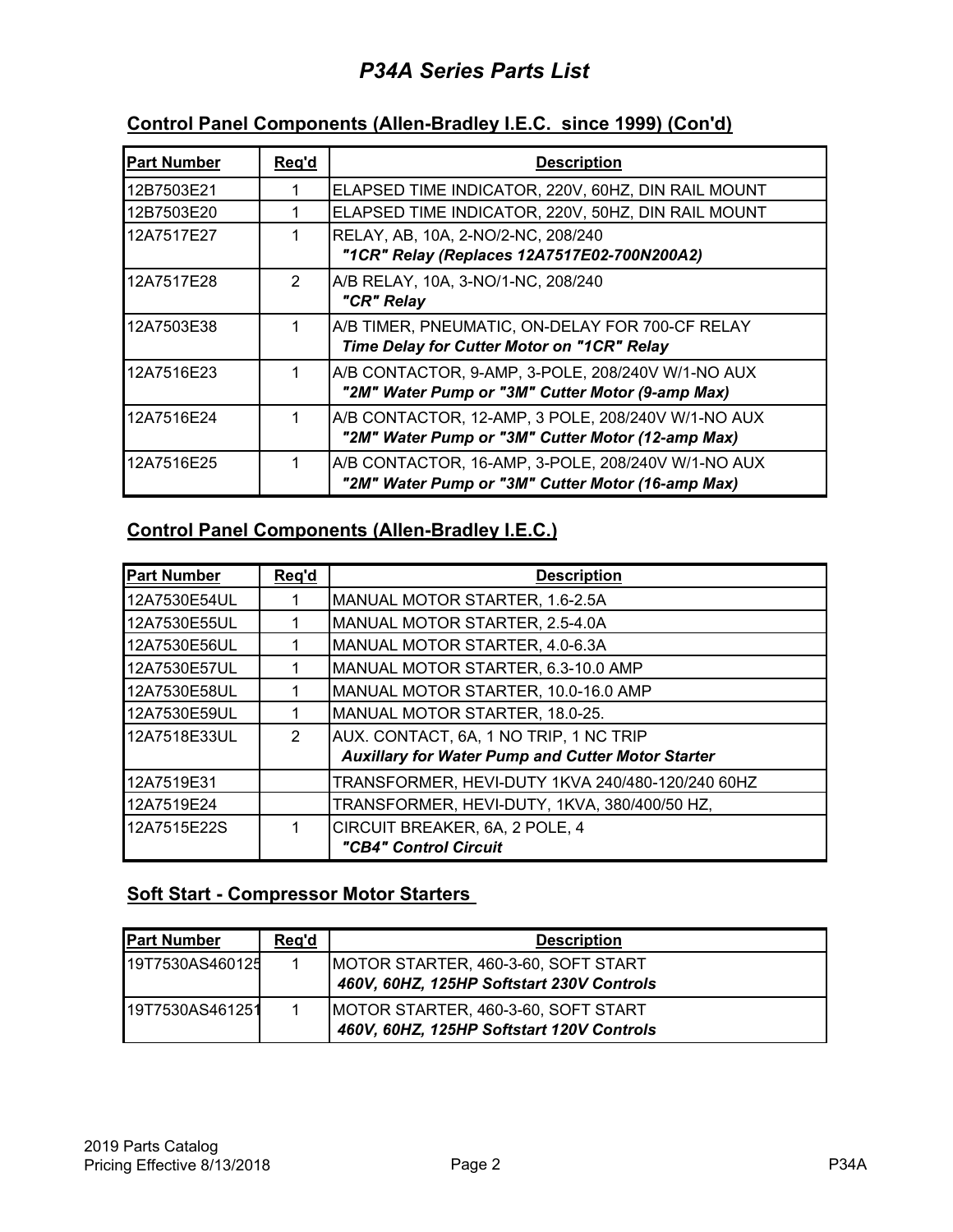# P34A Series Parts List

## Control Panel Components (Allen-Bradley I.E.C. since 1999) (Con'd)

| Part Number | Req'd | Description |
|---|---|---|
| 12B7503E21 | 1 | ELAPSED TIME INDICATOR, 220V, 60HZ, DIN RAIL MOUNT |
| 12B7503E20 | 1 | ELAPSED TIME INDICATOR, 220V, 50HZ, DIN RAIL MOUNT |
| 12A7517E27 | 1 | RELAY, AB, 10A, 2-NO/2-NC, 208/240 ***"1CR" Relay (Replaces 12A7517E02-700N200A2)*** |
| 12A7517E28 | 2 | A/B RELAY, 10A, 3-NO/1-NC, 208/240 ***"CR" Relay*** |
| 12A7503E38 | 1 | A/B TIMER, PNEUMATIC, ON-DELAY FOR 700-CF RELAY ***Time Delay for Cutter Motor on "1CR" Relay*** |
| 12A7516E23 | 1 | A/B CONTACTOR, 9-AMP, 3-POLE, 208/240V W/1-NO AUX ***"2M" Water Pump or "3M" Cutter Motor (9-amp Max)*** |
| 12A7516E24 | 1 | A/B CONTACTOR, 12-AMP, 3 POLE, 208/240V W/1-NO AUX ***"2M" Water Pump or "3M" Cutter Motor (12-amp Max)*** |
| 12A7516E25 | 1 | A/B CONTACTOR, 16-AMP, 3-POLE, 208/240V W/1-NO AUX ***"2M" Water Pump or "3M" Cutter Motor (16-amp Max)*** |

## Control Panel Components (Allen-Bradley I.E.C.)

| Part Number | Req'd | Description |
|---|---|---|
| 12A7530E54UL | 1 | MANUAL MOTOR STARTER, 1.6-2.5A |
| 12A7530E55UL | 1 | MANUAL MOTOR STARTER, 2.5-4.0A |
| 12A7530E56UL | 1 | MANUAL MOTOR STARTER, 4.0-6.3A |
| 12A7530E57UL | 1 | MANUAL MOTOR STARTER, 6.3-10.0 AMP |
| 12A7530E58UL | 1 | MANUAL MOTOR STARTER, 10.0-16.0 AMP |
| 12A7530E59UL | 1 | MANUAL MOTOR STARTER, 18.0-25. |
| 12A7518E33UL | 2 | AUX. CONTACT, 6A, 1 NO TRIP, 1 NC TRIP ***Auxillary for Water Pump and Cutter Motor Starter*** |
| 12A7519E31 | | TRANSFORMER, HEVI-DUTY 1KVA 240/480-120/240 60HZ |
| 12A7519E24 | | TRANSFORMER, HEVI-DUTY, 1KVA, 380/400/50 HZ, |
| 12A7515E22S | 1 | CIRCUIT BREAKER, 6A, 2 POLE, 4 ***"CB4" Control Circuit*** |

## Soft Start - Compressor Motor Starters

| Part Number | Req'd | Description |
|---|---|---|
| 19T7530AS460125 | 1 | MOTOR STARTER, 460-3-60, SOFT START ***460V, 60HZ, 125HP Softstart 230V Controls*** |
| 19T7530AS461251 | 1 | MOTOR STARTER, 460-3-60, SOFT START ***460V, 60HZ, 125HP Softstart 120V Controls*** |

2019 Parts Catalog
Pricing Effective 8/13/2018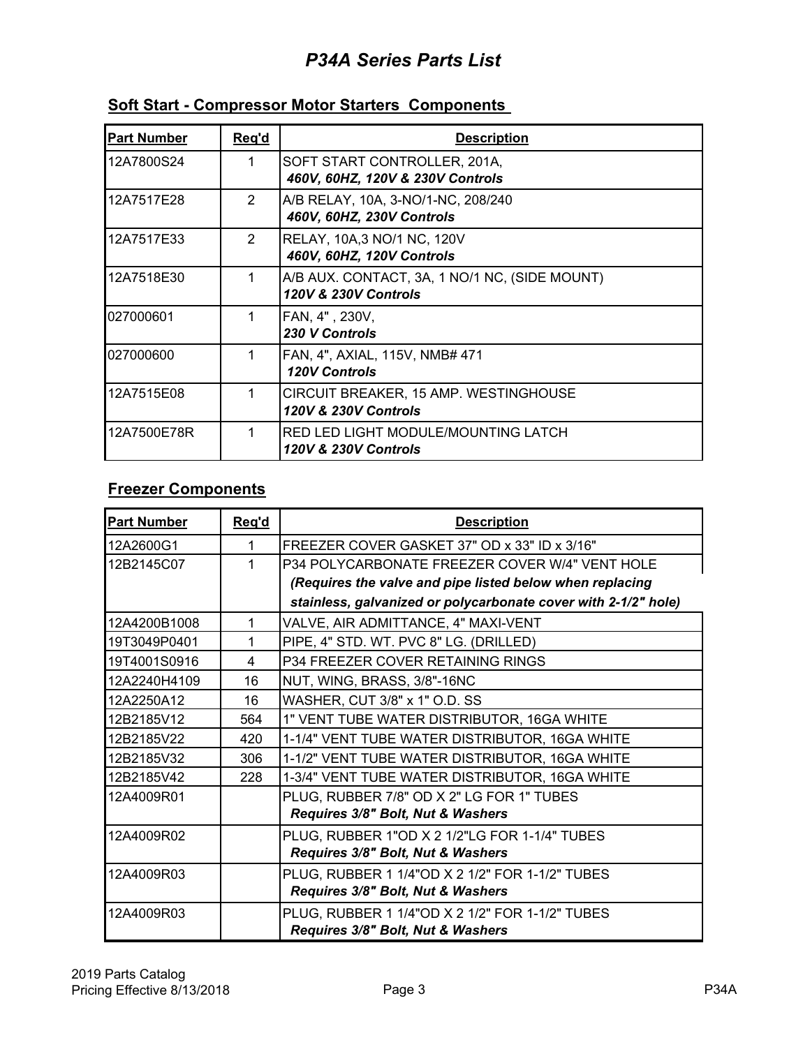# *P34A Series Parts List*

## Soft Start - Compressor Motor Starters Components

| Part Number | Req'd | Description |
|---|---|---|
| 12A7800S24 | 1 | SOFT START CONTROLLER, 201A, ***460V, 60HZ, 120V & 230V Controls*** |
| 12A7517E28 | 2 | A/B RELAY, 10A, 3-NO/1-NC, 208/240 ***460V, 60HZ, 230V Controls*** |
| 12A7517E33 | 2 | RELAY, 10A,3 NO/1 NC, 120V ***460V, 60HZ, 120V Controls*** |
| 12A7518E30 | 1 | A/B AUX. CONTACT, 3A, 1 NO/1 NC, (SIDE MOUNT) ***120V & 230V Controls*** |
| 027000601 | 1 | FAN, 4" , 230V, ***230 V Controls*** |
| 027000600 | 1 | FAN, 4", AXIAL, 115V, NMB# 471 ***120V Controls*** |
| 12A7515E08 | 1 | CIRCUIT BREAKER, 15 AMP. WESTINGHOUSE ***120V & 230V Controls*** |
| 12A7500E78R | 1 | RED LED LIGHT MODULE/MOUNTING LATCH ***120V & 230V Controls*** |

## Freezer Components

| Part Number | Req'd | Description |
|---|---|---|
| 12A2600G1 | 1 | FREEZER COVER GASKET 37" OD x 33" ID x 3/16" |
| 12B2145C07 | 1 | P34 POLYCARBONATE FREEZER COVER W/4" VENT HOLE ***(Requires the valve and pipe listed below when replacing stainless, galvanized or polycarbonate cover with 2-1/2" hole)*** |
| 12A4200B1008 | 1 | VALVE, AIR ADMITTANCE, 4" MAXI-VENT |
| 19T3049P0401 | 1 | PIPE, 4" STD. WT. PVC 8" LG. (DRILLED) |
| 19T4001S0916 | 4 | P34 FREEZER COVER RETAINING RINGS |
| 12A2240H4109 | 16 | NUT, WING, BRASS, 3/8"-16NC |
| 12A2250A12 | 16 | WASHER, CUT 3/8" x 1" O.D. SS |
| 12B2185V12 | 564 | 1" VENT TUBE WATER DISTRIBUTOR, 16GA WHITE |
| 12B2185V22 | 420 | 1-1/4" VENT TUBE WATER DISTRIBUTOR, 16GA WHITE |
| 12B2185V32 | 306 | 1-1/2" VENT TUBE WATER DISTRIBUTOR, 16GA WHITE |
| 12B2185V42 | 228 | 1-3/4" VENT TUBE WATER DISTRIBUTOR, 16GA WHITE |
| 12A4009R01 | | PLUG, RUBBER 7/8" OD X 2" LG FOR 1" TUBES ***Requires 3/8" Bolt, Nut & Washers*** |
| 12A4009R02 | | PLUG, RUBBER 1"OD X 2 1/2"LG FOR 1-1/4" TUBES ***Requires 3/8" Bolt, Nut & Washers*** |
| 12A4009R03 | | PLUG, RUBBER 1 1/4"OD X 2 1/2" FOR 1-1/2" TUBES ***Requires 3/8" Bolt, Nut & Washers*** |
| 12A4009R03 | | PLUG, RUBBER 1 1/4"OD X 2 1/2" FOR 1-1/2" TUBES ***Requires 3/8" Bolt, Nut & Washers*** |

2019 Parts Catalog
Pricing Effective 8/13/2018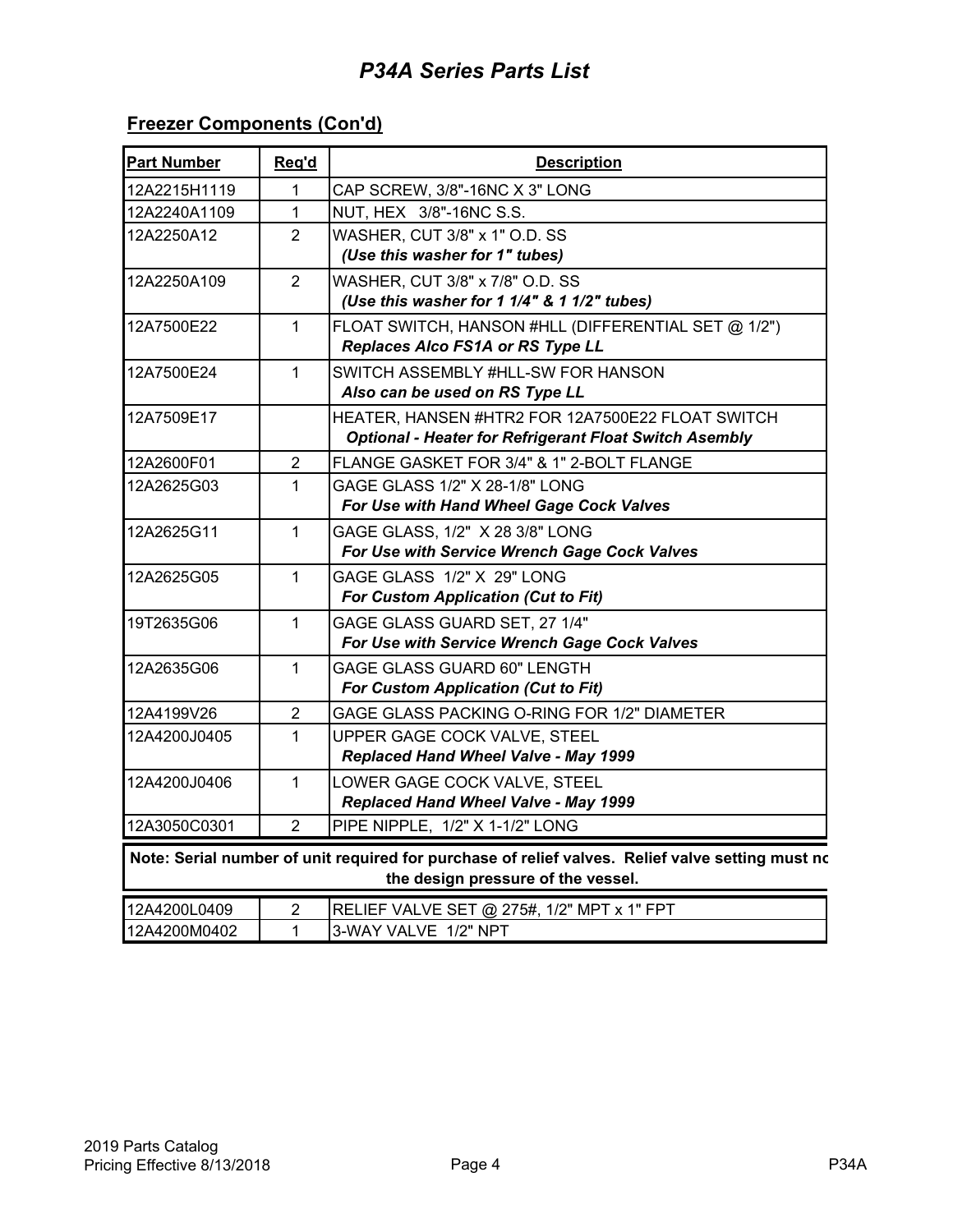# P34A Series Parts List

## Freezer Components (Con'd)

| Part Number | Req'd | Description |
|---|---|---|
| 12A2215H1119 | 1 | CAP SCREW, 3/8"-16NC X 3" LONG |
| 12A2240A1109 | 1 | NUT, HEX 3/8"-16NC S.S. |
| 12A2250A12 | 2 | WASHER, CUT 3/8" x 1" O.D. SS<br>***(Use this washer for 1" tubes)*** |
| 12A2250A109 | 2 | WASHER, CUT 3/8" x 7/8" O.D. SS<br>***(Use this washer for 1 1/4" & 1 1/2" tubes)*** |
| 12A7500E22 | 1 | FLOAT SWITCH, HANSON #HLL (DIFFERENTIAL SET @ 1/2")<br>***Replaces Alco FS1A or RS Type LL*** |
| 12A7500E24 | 1 | SWITCH ASSEMBLY #HLL-SW FOR HANSON<br>***Also can be used on RS Type LL*** |
| 12A7509E17 | | HEATER, HANSEN #HTR2 FOR 12A7500E22 FLOAT SWITCH<br>***Optional - Heater for Refrigerant Float Switch Asembly*** |
| 12A2600F01 | 2 | FLANGE GASKET FOR 3/4" & 1" 2-BOLT FLANGE |
| 12A2625G03 | 1 | GAGE GLASS 1/2" X 28-1/8" LONG<br>***For Use with Hand Wheel Gage Cock Valves*** |
| 12A2625G11 | 1 | GAGE GLASS, 1/2" X 28 3/8" LONG<br>***For Use with Service Wrench Gage Cock Valves*** |
| 12A2625G05 | 1 | GAGE GLASS 1/2" X 29" LONG<br>***For Custom Application (Cut to Fit)*** |
| 19T2635G06 | 1 | GAGE GLASS GUARD SET, 27 1/4"<br>***For Use with Service Wrench Gage Cock Valves*** |
| 12A2635G06 | 1 | GAGE GLASS GUARD 60" LENGTH<br>***For Custom Application (Cut to Fit)*** |
| 12A4199V26 | 2 | GAGE GLASS PACKING O-RING FOR 1/2" DIAMETER |
| 12A4200J0405 | 1 | UPPER GAGE COCK VALVE, STEEL<br>***Replaced Hand Wheel Valve - May 1999*** |
| 12A4200J0406 | 1 | LOWER GAGE COCK VALVE, STEEL<br>***Replaced Hand Wheel Valve - May 1999*** |
| 12A3050C0301 | 2 | PIPE NIPPLE, 1/2" X 1-1/2" LONG |

**Note: Serial number of unit required for purchase of relief valves. Relief valve setting must nc the design pressure of the vessel.**

| Part Number | Req'd | Description |
|---|---|---|
| 12A4200L0409 | 2 | RELIEF VALVE SET @ 275#, 1/2" MPT x 1" FPT |
| 12A4200M0402 | 1 | 3-WAY VALVE 1/2" NPT |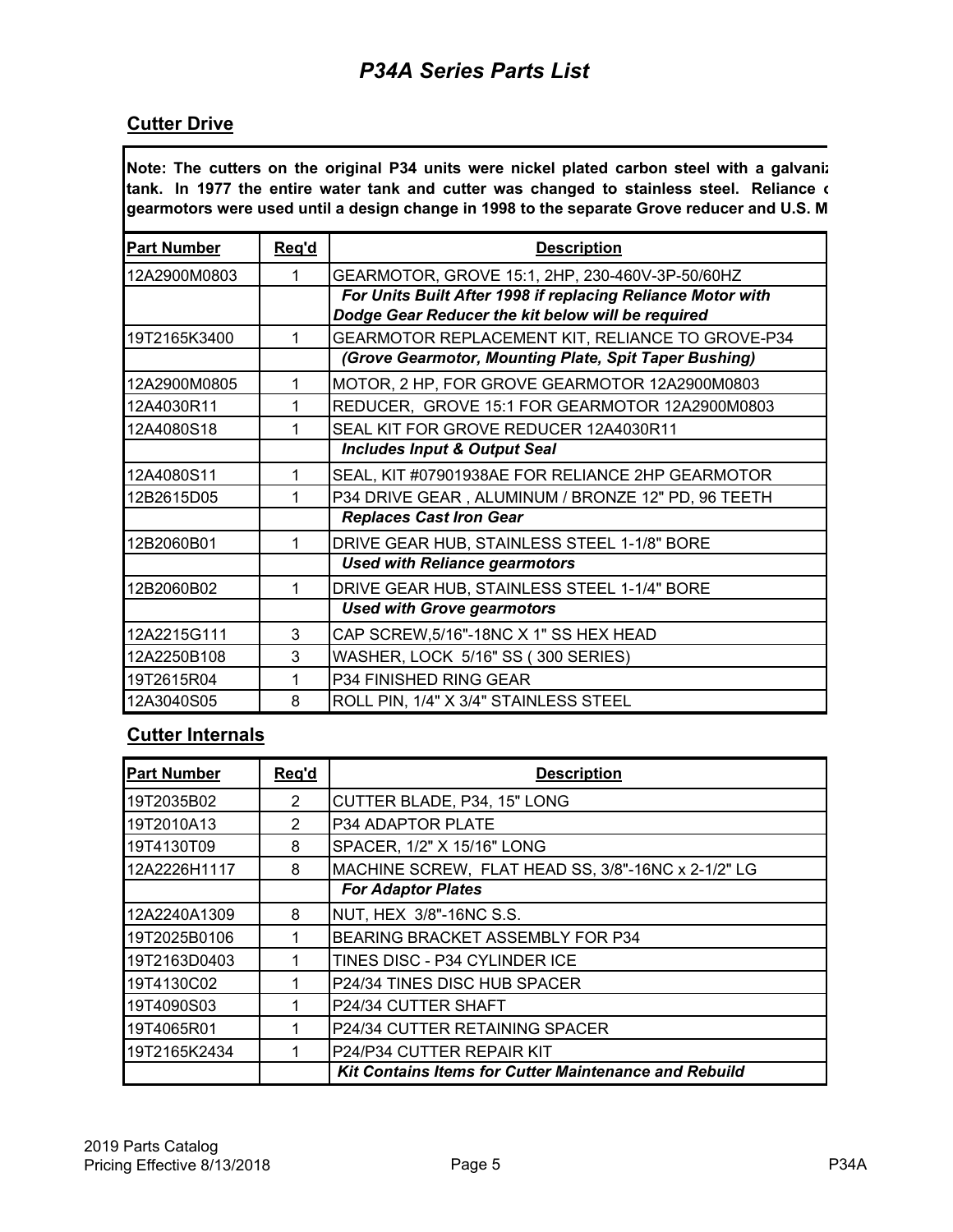# P34A Series Parts List

## Cutter Drive

**Note: The cutters on the original P34 units were nickel plated carbon steel with a galvaniz tank. In 1977 the entire water tank and cutter was changed to stainless steel. Reliance c gearmotors were used until a design change in 1998 to the separate Grove reducer and U.S. M**

| Part Number | Req'd | Description |
|---|---|---|
| 12A2900M0803 | 1 | GEARMOTOR, GROVE 15:1, 2HP, 230-460V-3P-50/60HZ |
| | | *For Units Built After 1998 if replacing Reliance Motor with Dodge Gear Reducer the kit below will be required* |
| 19T2165K3400 | 1 | GEARMOTOR REPLACEMENT KIT, RELIANCE TO GROVE-P34 |
| | | *(Grove Gearmotor, Mounting Plate, Spit Taper Bushing)* |
| 12A2900M0805 | 1 | MOTOR, 2 HP, FOR GROVE GEARMOTOR 12A2900M0803 |
| 12A4030R11 | 1 | REDUCER, GROVE 15:1 FOR GEARMOTOR 12A2900M0803 |
| 12A4080S18 | 1 | SEAL KIT FOR GROVE REDUCER 12A4030R11 |
| | | *Includes Input & Output Seal* |
| 12A4080S11 | 1 | SEAL, KIT #07901938AE FOR RELIANCE 2HP GEARMOTOR |
| 12B2615D05 | 1 | P34 DRIVE GEAR , ALUMINUM / BRONZE 12" PD, 96 TEETH |
| | | *Replaces Cast Iron Gear* |
| 12B2060B01 | 1 | DRIVE GEAR HUB, STAINLESS STEEL 1-1/8" BORE |
| | | *Used with Reliance gearmotors* |
| 12B2060B02 | 1 | DRIVE GEAR HUB, STAINLESS STEEL 1-1/4" BORE |
| | | *Used with Grove gearmotors* |
| 12A2215G111 | 3 | CAP SCREW,5/16"-18NC X 1" SS HEX HEAD |
| 12A2250B108 | 3 | WASHER, LOCK 5/16" SS ( 300 SERIES) |
| 19T2615R04 | 1 | P34 FINISHED RING GEAR |
| 12A3040S05 | 8 | ROLL PIN, 1/4" X 3/4" STAINLESS STEEL |

## Cutter Internals

| Part Number | Req'd | Description |
|---|---|---|
| 19T2035B02 | 2 | CUTTER BLADE, P34, 15" LONG |
| 19T2010A13 | 2 | P34 ADAPTOR PLATE |
| 19T4130T09 | 8 | SPACER, 1/2" X 15/16" LONG |
| 12A2226H1117 | 8 | MACHINE SCREW, FLAT HEAD SS, 3/8"-16NC x 2-1/2" LG |
| | | *For Adaptor Plates* |
| 12A2240A1309 | 8 | NUT, HEX 3/8"-16NC S.S. |
| 19T2025B0106 | 1 | BEARING BRACKET ASSEMBLY FOR P34 |
| 19T2163D0403 | 1 | TINES DISC - P34 CYLINDER ICE |
| 19T4130C02 | 1 | P24/34 TINES DISC HUB SPACER |
| 19T4090S03 | 1 | P24/34 CUTTER SHAFT |
| 19T4065R01 | 1 | P24/34 CUTTER RETAINING SPACER |
| 19T2165K2434 | 1 | P24/P34 CUTTER REPAIR KIT |
| | | ***Kit Contains Items for Cutter Maintenance and Rebuild*** |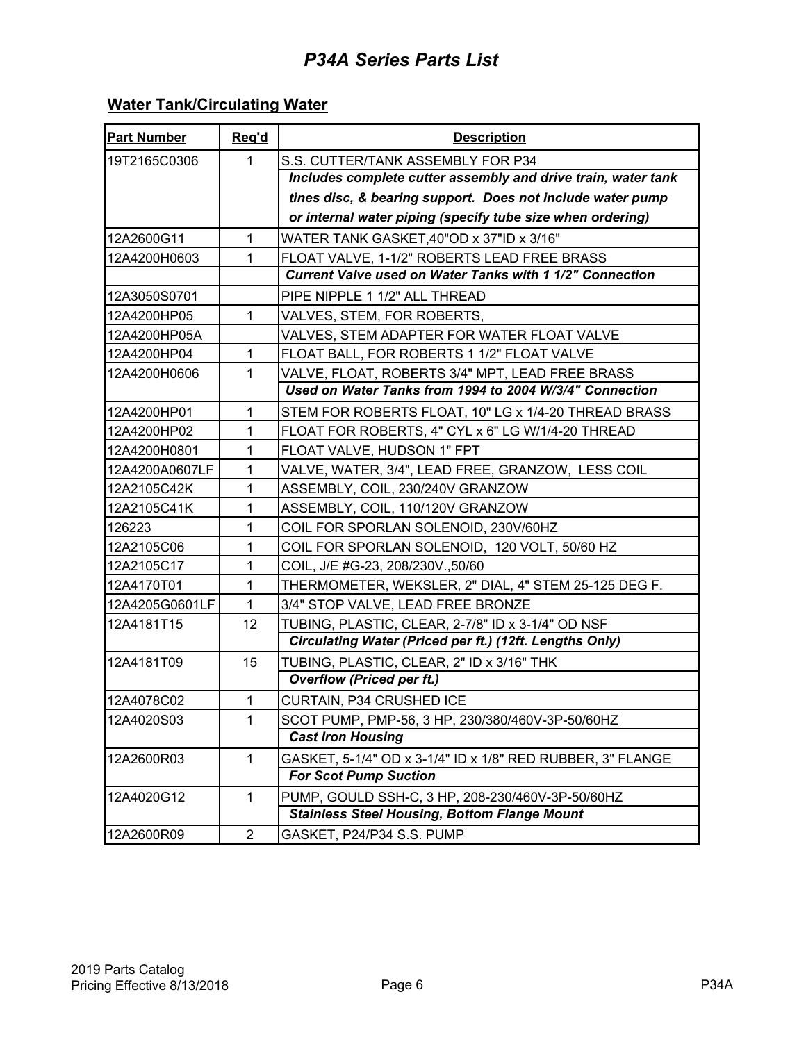# P34A Series Parts List

## Water Tank/Circulating Water

| Part Number | Req'd | Description |
|---|---|---|
| 19T2165C0306 | 1 | S.S. CUTTER/TANK ASSEMBLY FOR P34 |
| | | ***Includes complete cutter assembly and drive train, water tank tines disc, & bearing support. Does not include water pump or internal water piping (specify tube size when ordering)*** |
| 12A2600G11 | 1 | WATER TANK GASKET,40"OD x 37"ID x 3/16" |
| 12A4200H0603 | 1 | FLOAT VALVE, 1-1/2" ROBERTS LEAD FREE BRASS |
| | | ***Current Valve used on Water Tanks with 1 1/2" Connection*** |
| 12A3050S0701 | | PIPE NIPPLE 1 1/2" ALL THREAD |
| 12A4200HP05 | 1 | VALVES, STEM, FOR ROBERTS, |
| 12A4200HP05A | | VALVES, STEM ADAPTER FOR WATER FLOAT VALVE |
| 12A4200HP04 | 1 | FLOAT BALL, FOR ROBERTS 1 1/2" FLOAT VALVE |
| 12A4200H0606 | 1 | VALVE, FLOAT, ROBERTS 3/4" MPT, LEAD FREE BRASS |
| | | ***Used on Water Tanks from 1994 to 2004 W/3/4" Connection*** |
| 12A4200HP01 | 1 | STEM FOR ROBERTS FLOAT, 10" LG x 1/4-20 THREAD BRASS |
| 12A4200HP02 | 1 | FLOAT FOR ROBERTS, 4" CYL x 6" LG W/1/4-20 THREAD |
| 12A4200H0801 | 1 | FLOAT VALVE, HUDSON 1" FPT |
| 12A4200A0607LF | 1 | VALVE, WATER, 3/4", LEAD FREE, GRANZOW, LESS COIL |
| 12A2105C42K | 1 | ASSEMBLY, COIL, 230/240V GRANZOW |
| 12A2105C41K | 1 | ASSEMBLY, COIL, 110/120V GRANZOW |
| 126223 | 1 | COIL FOR SPORLAN SOLENOID, 230V/60HZ |
| 12A2105C06 | 1 | COIL FOR SPORLAN SOLENOID, 120 VOLT, 50/60 HZ |
| 12A2105C17 | 1 | COIL, J/E #G-23, 208/230V.,50/60 |
| 12A4170T01 | 1 | THERMOMETER, WEKSLER, 2" DIAL, 4" STEM 25-125 DEG F. |
| 12A4205G0601LF | 1 | 3/4" STOP VALVE, LEAD FREE BRONZE |
| 12A4181T15 | 12 | TUBING, PLASTIC, CLEAR, 2-7/8" ID x 3-1/4" OD NSF |
| | | ***Circulating Water (Priced per ft.) (12ft. Lengths Only)*** |
| 12A4181T09 | 15 | TUBING, PLASTIC, CLEAR, 2" ID x 3/16" THK |
| | | ***Overflow (Priced per ft.)*** |
| 12A4078C02 | 1 | CURTAIN, P34 CRUSHED ICE |
| 12A4020S03 | 1 | SCOT PUMP, PMP-56, 3 HP, 230/380/460V-3P-50/60HZ |
| | | ***Cast Iron Housing*** |
| 12A2600R03 | 1 | GASKET, 5-1/4" OD x 3-1/4" ID x 1/8" RED RUBBER, 3" FLANGE |
| | | ***For Scot Pump Suction*** |
| 12A4020G12 | 1 | PUMP, GOULD SSH-C, 3 HP, 208-230/460V-3P-50/60HZ |
| | | ***Stainless Steel Housing, Bottom Flange Mount*** |
| 12A2600R09 | 2 | GASKET, P24/P34 S.S. PUMP |

2019 Parts Catalog
Pricing Effective 8/13/2018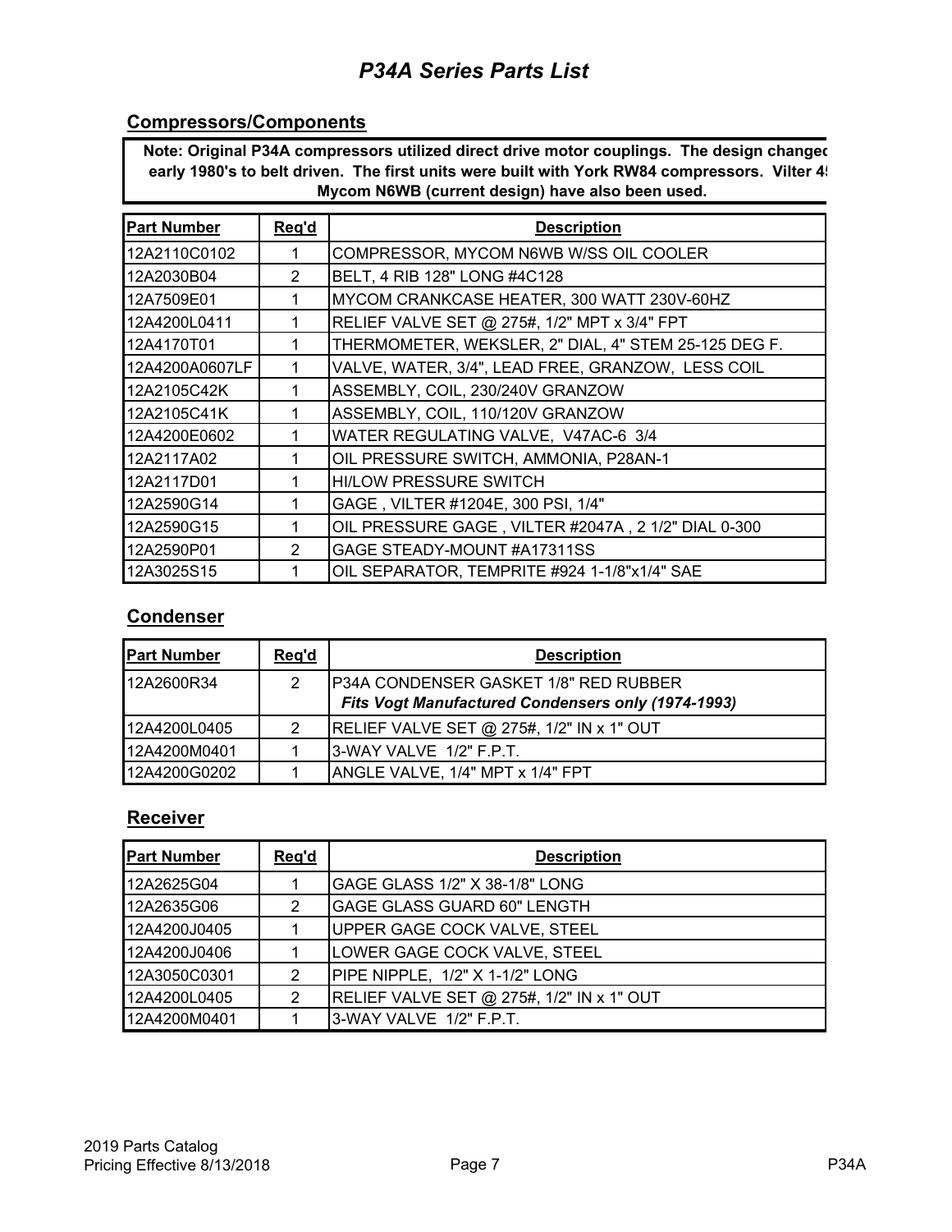# P34A Series Parts List

## Compressors/Components

**Note: Original P34A compressors utilized direct drive motor couplings. The design changed early 1980's to belt driven. The first units were built with York RW84 compressors. Vilter 4 Mycom N6WB (current design) have also been used.**

| Part Number | Req'd | Description |
|---|---|---|
| 12A2110C0102 | 1 | COMPRESSOR, MYCOM N6WB W/SS OIL COOLER |
| 12A2030B04 | 2 | BELT, 4 RIB 128" LONG #4C128 |
| 12A7509E01 | 1 | MYCOM CRANKCASE HEATER, 300 WATT 230V-60HZ |
| 12A4200L0411 | 1 | RELIEF VALVE SET @ 275#, 1/2" MPT x 3/4" FPT |
| 12A4170T01 | 1 | THERMOMETER, WEKSLER, 2" DIAL, 4" STEM 25-125 DEG F. |
| 12A4200A0607LF | 1 | VALVE, WATER, 3/4", LEAD FREE, GRANZOW, LESS COIL |
| 12A2105C42K | 1 | ASSEMBLY, COIL, 230/240V GRANZOW |
| 12A2105C41K | 1 | ASSEMBLY, COIL, 110/120V GRANZOW |
| 12A4200E0602 | 1 | WATER REGULATING VALVE, V47AC-6 3/4 |
| 12A2117A02 | 1 | OIL PRESSURE SWITCH, AMMONIA, P28AN-1 |
| 12A2117D01 | 1 | HI/LOW PRESSURE SWITCH |
| 12A2590G14 | 1 | GAGE , VILTER #1204E, 300 PSI, 1/4" |
| 12A2590G15 | 1 | OIL PRESSURE GAGE , VILTER #2047A , 2 1/2" DIAL 0-300 |
| 12A2590P01 | 2 | GAGE STEADY-MOUNT #A17311SS |
| 12A3025S15 | 1 | OIL SEPARATOR, TEMPRITE #924 1-1/8"x1/4" SAE |

## Condenser

| Part Number | Req'd | Description |
|---|---|---|
| 12A2600R34 | 2 | P34A CONDENSER GASKET 1/8" RED RUBBER *Fits Vogt Manufactured Condensers only (1974-1993)* |
| 12A4200L0405 | 2 | RELIEF VALVE SET @ 275#, 1/2" IN x 1" OUT |
| 12A4200M0401 | 1 | 3-WAY VALVE 1/2" F.P.T. |
| 12A4200G0202 | 1 | ANGLE VALVE, 1/4" MPT x 1/4" FPT |

## Receiver

| Part Number | Req'd | Description |
|---|---|---|
| 12A2625G04 | 1 | GAGE GLASS 1/2" X 38-1/8" LONG |
| 12A2635G06 | 2 | GAGE GLASS GUARD 60" LENGTH |
| 12A4200J0405 | 1 | UPPER GAGE COCK VALVE, STEEL |
| 12A4200J0406 | 1 | LOWER GAGE COCK VALVE, STEEL |
| 12A3050C0301 | 2 | PIPE NIPPLE, 1/2" X 1-1/2" LONG |
| 12A4200L0405 | 2 | RELIEF VALVE SET @ 275#, 1/2" IN x 1" OUT |
| 12A4200M0401 | 1 | 3-WAY VALVE 1/2" F.P.T. |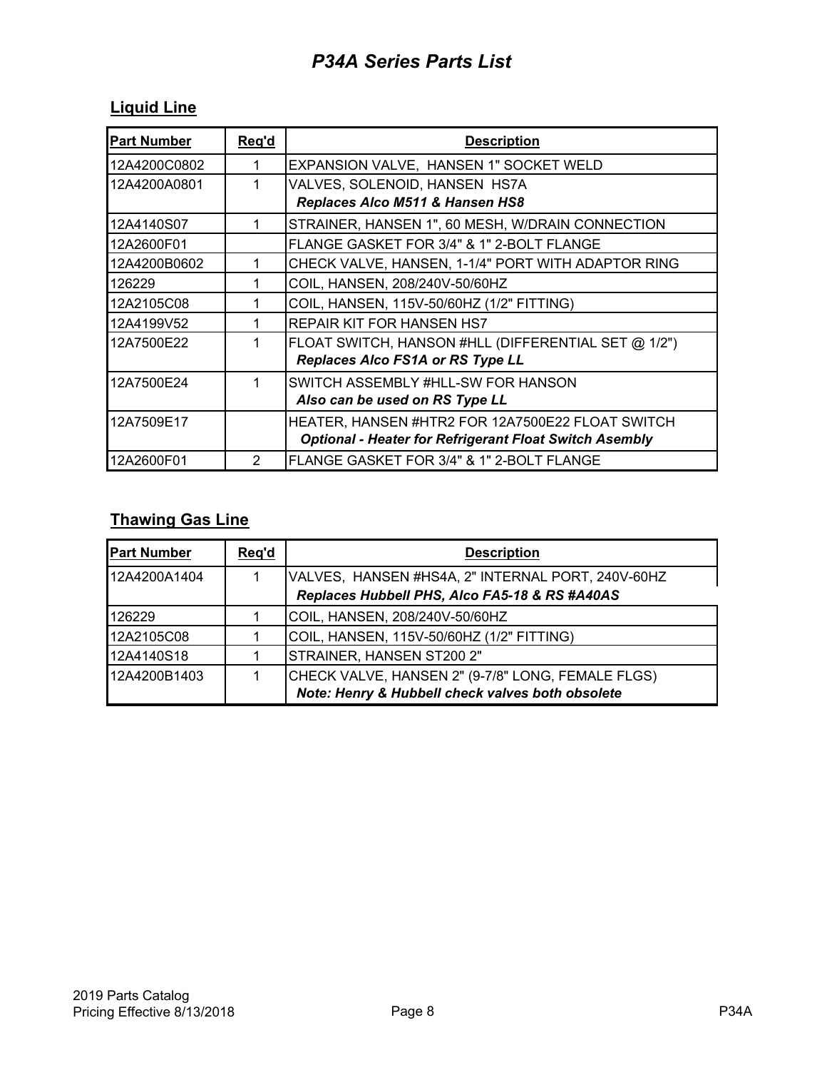# P34A Series Parts List

## Liquid Line

| Part Number | Req'd | Description |
|---|---|---|
| 12A4200C0802 | 1 | EXPANSION VALVE, HANSEN 1" SOCKET WELD |
| 12A4200A0801 | 1 | VALVES, SOLENOID, HANSEN HS7A<br>***Replaces Alco M511 & Hansen HS8*** |
| 12A4140S07 | 1 | STRAINER, HANSEN 1", 60 MESH, W/DRAIN CONNECTION |
| 12A2600F01 | | FLANGE GASKET FOR 3/4" & 1" 2-BOLT FLANGE |
| 12A4200B0602 | 1 | CHECK VALVE, HANSEN, 1-1/4" PORT WITH ADAPTOR RING |
| 126229 | 1 | COIL, HANSEN, 208/240V-50/60HZ |
| 12A2105C08 | 1 | COIL, HANSEN, 115V-50/60HZ (1/2" FITTING) |
| 12A4199V52 | 1 | REPAIR KIT FOR HANSEN HS7 |
| 12A7500E22 | 1 | FLOAT SWITCH, HANSON #HLL (DIFFERENTIAL SET @ 1/2")<br>***Replaces Alco FS1A or RS Type LL*** |
| 12A7500E24 | 1 | SWITCH ASSEMBLY #HLL-SW FOR HANSON<br>***Also can be used on RS Type LL*** |
| 12A7509E17 | | HEATER, HANSEN #HTR2 FOR 12A7500E22 FLOAT SWITCH<br>***Optional - Heater for Refrigerant Float Switch Asembly*** |
| 12A2600F01 | 2 | FLANGE GASKET FOR 3/4" & 1" 2-BOLT FLANGE |

## Thawing Gas Line

| Part Number | Req'd | Description |
|---|---|---|
| 12A4200A1404 | 1 | VALVES, HANSEN #HS4A, 2" INTERNAL PORT, 240V-60HZ<br>***Replaces Hubbell PHS, Alco FA5-18 & RS #A40AS*** |
| 126229 | 1 | COIL, HANSEN, 208/240V-50/60HZ |
| 12A2105C08 | 1 | COIL, HANSEN, 115V-50/60HZ (1/2" FITTING) |
| 12A4140S18 | 1 | STRAINER, HANSEN ST200 2" |
| 12A4200B1403 | 1 | CHECK VALVE, HANSEN 2" (9-7/8" LONG, FEMALE FLGS)<br>***Note: Henry & Hubbell check valves both obsolete*** |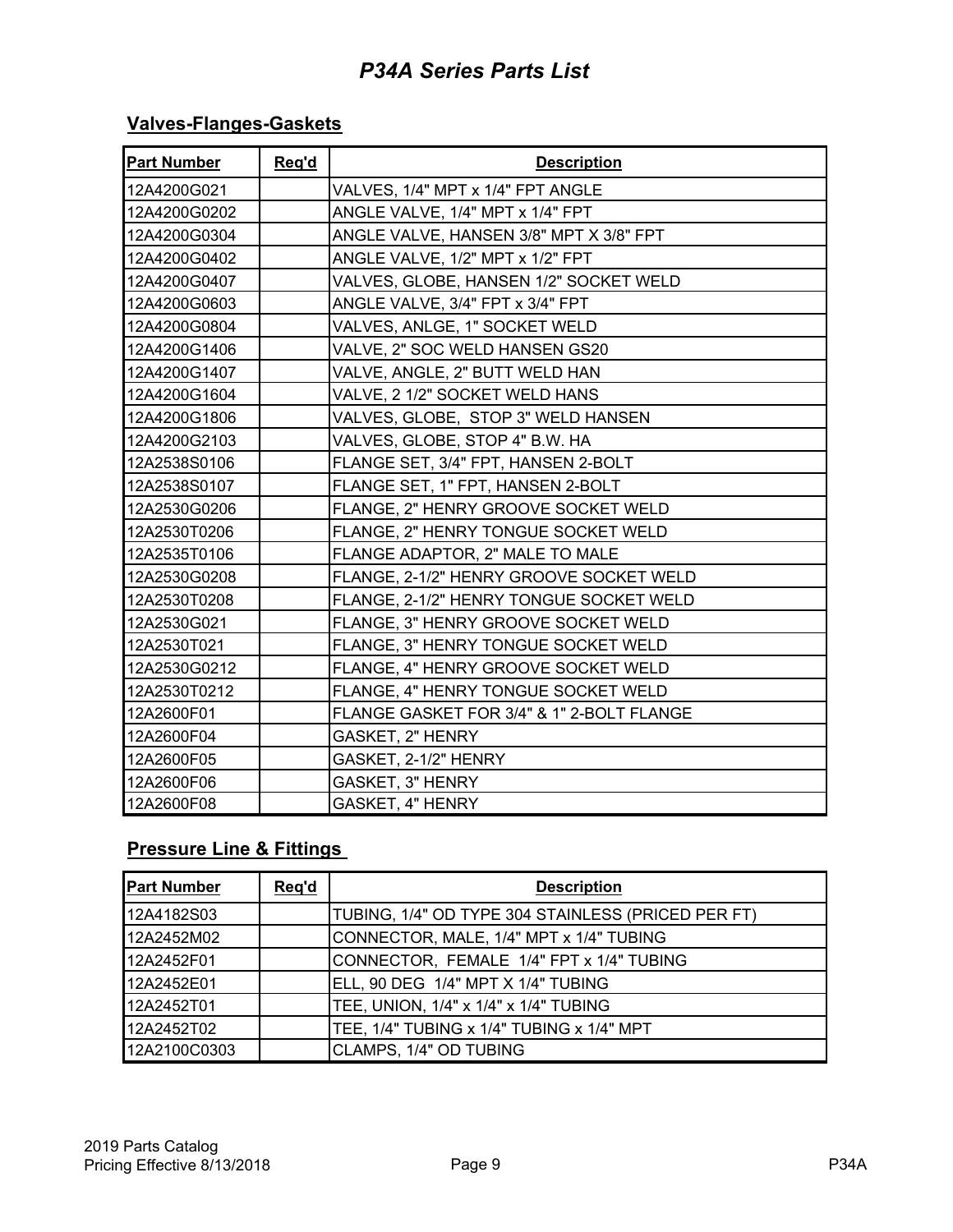# *P34A Series Parts List*

## Valves-Flanges-Gaskets

| Part Number | Req'd | Description |
|---|---|---|
| 12A4200G021 | | VALVES, 1/4" MPT x 1/4" FPT ANGLE |
| 12A4200G0202 | | ANGLE VALVE, 1/4" MPT x 1/4" FPT |
| 12A4200G0304 | | ANGLE VALVE, HANSEN 3/8" MPT X 3/8" FPT |
| 12A4200G0402 | | ANGLE VALVE, 1/2" MPT x 1/2" FPT |
| 12A4200G0407 | | VALVES, GLOBE, HANSEN 1/2" SOCKET WELD |
| 12A4200G0603 | | ANGLE VALVE, 3/4" FPT x 3/4" FPT |
| 12A4200G0804 | | VALVES, ANLGE, 1" SOCKET WELD |
| 12A4200G1406 | | VALVE, 2" SOC WELD HANSEN GS20 |
| 12A4200G1407 | | VALVE, ANGLE, 2" BUTT WELD HAN |
| 12A4200G1604 | | VALVE, 2 1/2" SOCKET WELD HANS |
| 12A4200G1806 | | VALVES, GLOBE, STOP 3" WELD HANSEN |
| 12A4200G2103 | | VALVES, GLOBE, STOP 4" B.W. HA |
| 12A2538S0106 | | FLANGE SET, 3/4" FPT, HANSEN 2-BOLT |
| 12A2538S0107 | | FLANGE SET, 1" FPT, HANSEN 2-BOLT |
| 12A2530G0206 | | FLANGE, 2" HENRY GROOVE SOCKET WELD |
| 12A2530T0206 | | FLANGE, 2" HENRY TONGUE SOCKET WELD |
| 12A2535T0106 | | FLANGE ADAPTOR, 2" MALE TO MALE |
| 12A2530G0208 | | FLANGE, 2-1/2" HENRY GROOVE SOCKET WELD |
| 12A2530T0208 | | FLANGE, 2-1/2" HENRY TONGUE SOCKET WELD |
| 12A2530G021 | | FLANGE, 3" HENRY GROOVE SOCKET WELD |
| 12A2530T021 | | FLANGE, 3" HENRY TONGUE SOCKET WELD |
| 12A2530G0212 | | FLANGE, 4" HENRY GROOVE SOCKET WELD |
| 12A2530T0212 | | FLANGE, 4" HENRY TONGUE SOCKET WELD |
| 12A2600F01 | | FLANGE GASKET FOR 3/4" & 1" 2-BOLT FLANGE |
| 12A2600F04 | | GASKET, 2" HENRY |
| 12A2600F05 | | GASKET, 2-1/2" HENRY |
| 12A2600F06 | | GASKET, 3" HENRY |
| 12A2600F08 | | GASKET, 4" HENRY |

## Pressure Line & Fittings

| Part Number | Req'd | Description |
|---|---|---|
| 12A4182S03 | | TUBING, 1/4" OD TYPE 304 STAINLESS (PRICED PER FT) |
| 12A2452M02 | | CONNECTOR, MALE, 1/4" MPT x 1/4" TUBING |
| 12A2452F01 | | CONNECTOR, FEMALE 1/4" FPT x 1/4" TUBING |
| 12A2452E01 | | ELL, 90 DEG 1/4" MPT X 1/4" TUBING |
| 12A2452T01 | | TEE, UNION, 1/4" x 1/4" x 1/4" TUBING |
| 12A2452T02 | | TEE, 1/4" TUBING x 1/4" TUBING x 1/4" MPT |
| 12A2100C0303 | | CLAMPS, 1/4" OD TUBING |